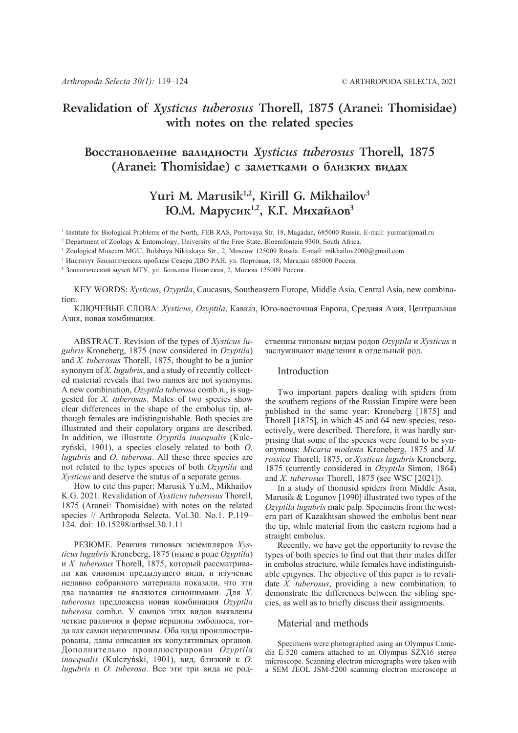# Revalidation of *Xysticus tuberosus* Thorell, 1875 (Aranei: Thomisidae) with notes on the related species

# Восстановление валидности *Xysticus tuberosus* Thorell, 1875 (Aranei: Thomisidae) с заметками о близких видах

## Yuri M. Marusik[1,2], Kirill G. Mikhailov[3]
## Ю.М. Марусик[1,2], К.Г. Михайлов[3]

[1] Institute for Biological Problems of the North, FEB RAS, Portovaya Str. 18, Magadan, 685000 Russia. E-mail: yurmar@mail.ru

[2] Department of Zoology & Entomology, University of the Free State, Bloemfontein 9300, South Africa.

[3] Zoological Museum MGU, Bolshaya Nikitskaya Str., 2, Moscow 125009 Russia. E-mail: mikhailov2000@gmail.com

[1] Институт биологических проблем Севера ДВО РАН, ул. Портовая, 18, Магадан 685000 Россия.

[3] Зоологический музей МГУ, ул. Большая Никитская, 2, Москва 125009 Россия.

KEY WORDS: *Xysticus*, *Ozyptila*, Caucasus, Southeastern Europe, Middle Asia, Central Asia, new combination.

КЛЮЧЕВЫЕ СЛОВА: *Xysticus*, *Ozyptila*, Кавказ, Юго-восточная Европа, Средняя Азия, Центральная Азия, новая комбинация.

ABSTRACT. Revision of the types of *Xysticus lugubris* Kroneberg, 1875 (now considered in *Ozyptila*) and *X. tuberosus* Thorell, 1875, thought to be a junior synonym of *X. lugubris*, and a study of recently collected material reveals that two names are not synonyms. A new combination, *Ozyptila tuberosa* comb.n., is suggested for *X. tuberosus*. Males of two species show clear differences in the shape of the embolus tip, although females are indistinguishable. Both species are illustrated and their copulatory organs are described. In addition, we illustrate *Ozyptila inaequalis* (Kulczyński, 1901), a species closely related to both *O. lugubris* and *O. tuberosa*. All these three species are not related to the types species of both *Ozyptila* and *Xysticus* and deserve the status of a separate genus.

How to cite this paper: Marusik Yu.M., Mikhailov K.G. 2021. Revalidation of *Xysticus tuberosus* Thorell, 1875 (Aranei: Thomisidae) with notes on the related species // Arthropoda Selecta. Vol.30. No.1. P.119–124. doi: 10.15298/arthsel.30.1.11

РЕЗЮМЕ. Ревизия типовых экземпляров *Xysticus lugubris* Kroneberg, 1875 (ныне в роде *Ozyptila*) и *X. tuberosus* Thorell, 1875, который рассматривали как синоним предыдущего вида, и изучение недавно собранного материала показали, что эти два названия не являются синонимами. Для *X. tuberosus* предложена новая комбинация *Ozyptila tuberosa* comb.n. У самцов этих видов выявлены четкие различия в форме вершины эмболюса, тогда как самки неразличимы. Оба вида проиллюстрированы, даны описания их копулятивных органов. Дополнительно проиллюстрирован *Ozyptila inaequalis* (Kulczyński, 1901), вид, близкий к *O. lugubris* и *O. tuberosa*. Все эти три вида не родственны типовым видам родов *Ozyptila* и *Xysticus* и заслуживают выделения в отдельный род.

## Introduction

Two important papers dealing with spiders from the southern regions of the Russian Empire were been published in the same year: Kroneberg [1875] and Thorell [1875], in which 45 and 64 new species, resoectively, were described. Therefore, it was hardly surprising that some of the species were found to be synonymous: *Micaria modesta* Kroneberg, 1875 and *M. rossica* Thorell, 1875, or *Xysticus lugubris* Kroneberg, 1875 (currently considered in *Ozyptila* Simon, 1864) and *X. tuberosus* Thorell, 1875 (see WSC [2021]).

In a study of thomisid spiders from Middle Asia, Marusik & Logunov [1990] illustrated two types of the *Ozyptila lugubris* male palp. Specimens from the western part of Kazakhtsan showed the embolus bent near the tip, while material from the eastern regions had a straight embolus.

Recently, we have got the opportunity to revise the types of both species to find out that their males differ in embolus structure, while females have indistinguishable epigynes. The objective of this paper is to revalidate *X. tuberosus*, providing a new combination, to demonstrate the differences between the sibling species, as well as to briefly discuss their assignments.

## Material and methods

Specimens were photographed using an Olympus Camedia E-520 camera attached to an Olympus SZX16 stereo microscope. Scanning electron micrographs were taken with a SEM JEOL JSM-5200 scanning electron microscope at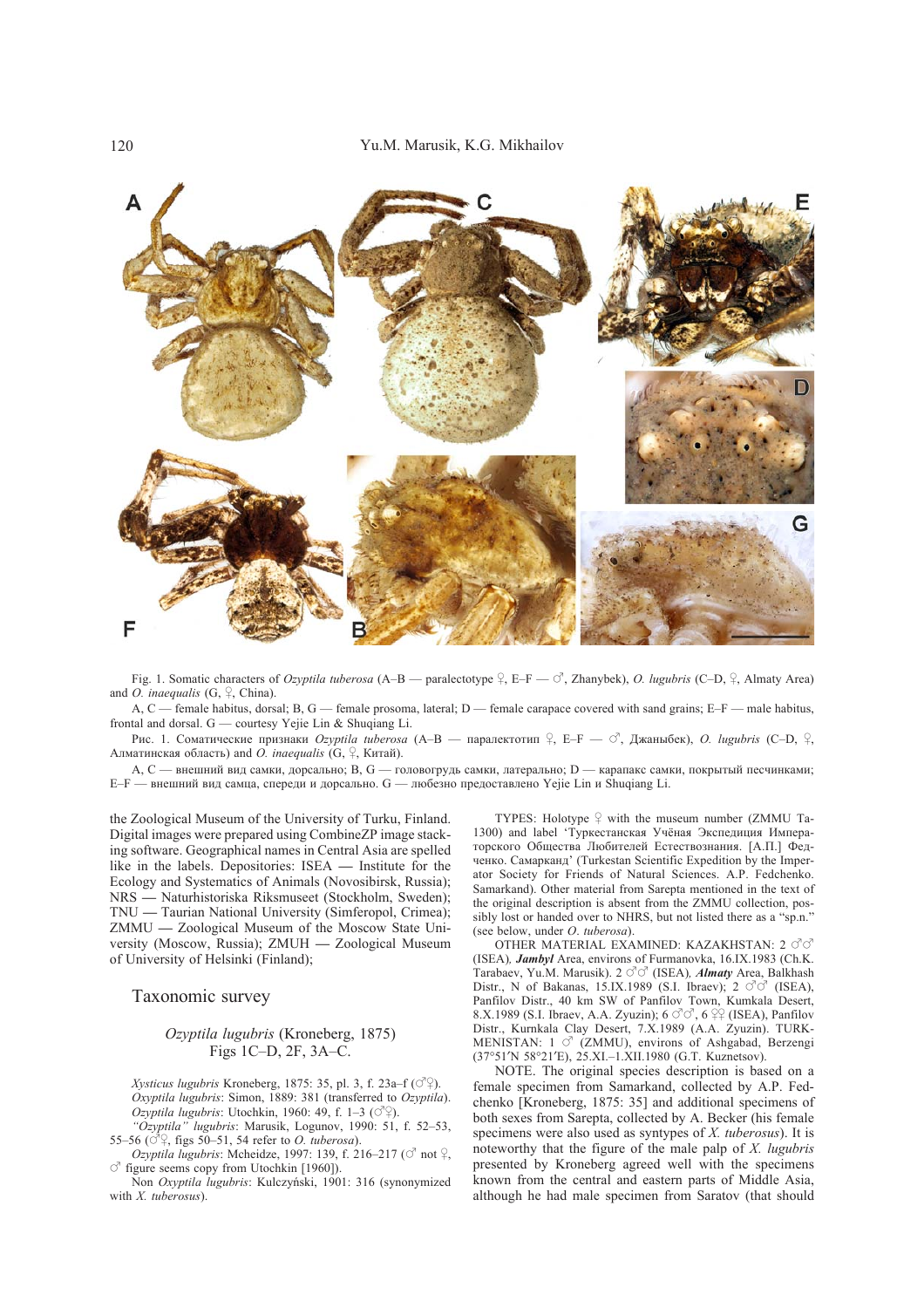Fig. 1. Somatic characters of *Ozyptila tuberosa* (A–B — paralectotype ♀, E–F — ♂, Zhanybek), *O. lugubris* (C–D, ♀, Almaty Area) and *O. inaequalis* (G, ♀, China).

A, C — female habitus, dorsal; B, G — female prosoma, lateral; D — female carapace covered with sand grains; E–F — male habitus, frontal and dorsal. G — courtesy Yejie Lin & Shuqiang Li.

Рис. 1. Соматические признаки *Ozyptila tuberosa* (A–B — паралектотип ♀, E–F — ♂, Джаныбек), *O. lugubris* (C–D, ♀, Алматинская область) and *O. inaequalis* (G, ♀, Китай).

A, C — внешний вид самки, дорсально; B, G — головогрудь самки, латерально; D — карапакс самки, покрытый песчинками; E–F — внешний вид самца, спереди и дорсально. G — любезно предоставлено Yejie Lin и Shuqiang Li.

the Zoological Museum of the University of Turku, Finland. Digital images were prepared using CombineZP image stacking software. Geographical names in Central Asia are spelled like in the labels. Depositories: ISEA — Institute for the Ecology and Systematics of Animals (Novosibirsk, Russia); NRS — Naturhistoriska Riksmuseet (Stockholm, Sweden); TNU — Taurian National University (Simferopol, Crimea); ZMMU — Zoological Museum of the Moscow State University (Moscow, Russia); ZMUH — Zoological Museum of University of Helsinki (Finland);

## Taxonomic survey

### *Ozyptila lugubris* (Kroneberg, 1875)
Figs 1C–D, 2F, 3A–C.

*Xysticus lugubris* Kroneberg, 1875: 35, pl. 3, f. 23a–f (♂♀).
*Oxyptila lugubris*: Simon, 1889: 381 (transferred to *Ozyptila*).
*Ozyptila lugubris*: Utochkin, 1960: 49, f. 1–3 (♂♀).
*"Ozyptila" lugubris*: Marusik, Logunov, 1990: 51, f. 52–53, 55–56 (♂♀, figs 50–51, 54 refer to *O. tuberosa*).
*Ozyptila lugubris*: Mcheidze, 1997: 139, f. 216–217 (♂ not ♀, ♂ figure seems copy from Utochkin [1960]).
Non *Oxyptila lugubris*: Kulczyński, 1901: 316 (synonymized with *X. tuberosus*).

TYPES: Holotype ♀ with the museum number (ZMMU Ta-1300) and label 'Туркестанская Учёная Экспедиция Императорского Общества Любителей Естествознания. [А.П.] Федченко. Самарканд' (Turkestan Scientific Expedition by the Imperator Society for Friends of Natural Sciences. A.P. Fedchenko. Samarkand). Other material from Sarepta mentioned in the text of the original description is absent from the ZMMU collection, possibly lost or handed over to NHRS, but not listed there as a "sp.n." (see below, under *O. tuberosa*).

OTHER MATERIAL EXAMINED: KAZAKHSTAN: 2 ♂♂ (ISEA), ***Jambyl*** Area, environs of Furmanovka, 16.IX.1983 (Ch.K. Tarabaev, Yu.M. Marusik). 2 ♂♂ (ISEA), ***Almaty*** Area, Balkhash Distr., N of Bakanas, 15.IX.1989 (S.I. Ibraev); 2 ♂♂ (ISEA), Panfilov Distr., 40 km SW of Panfilov Town, Kumkala Desert, 8.X.1989 (S.I. Ibraev, A.A. Zyuzin); 6 ♂♂, 6 ♀♀ (ISEA), Panfilov Distr., Kurnkala Clay Desert, 7.X.1989 (A.A. Zyuzin). TURKMENISTAN: 1 ♂ (ZMMU), environs of Ashgabad, Berzengi (37°51′N 58°21′E), 25.XI.–1.XII.1980 (G.T. Kuznetsov).

NOTE. The original species description is based on a female specimen from Samarkand, collected by A.P. Fedchenko [Kroneberg, 1875: 35] and additional specimens of both sexes from Sarepta, collected by A. Becker (his female specimens were also used as syntypes of *X. tuberosus*). It is noteworthy that the figure of the male palp of *X. lugubris* presented by Kroneberg agreed well with the specimens known from the central and eastern parts of Middle Asia, although he had male specimen from Saratov (that should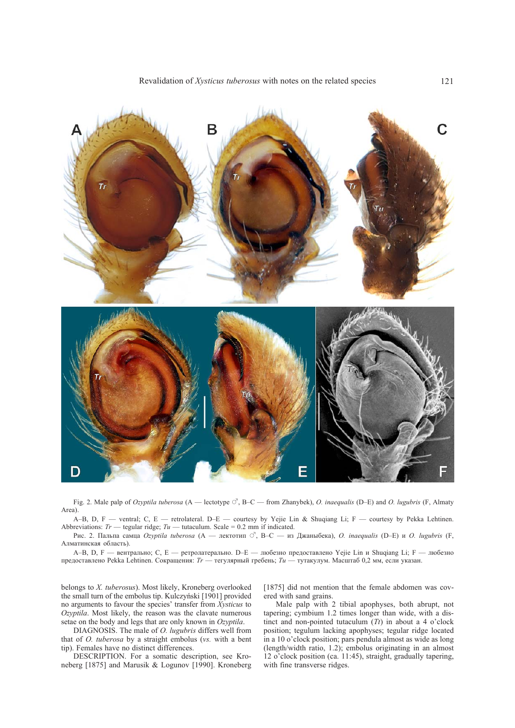Fig. 2. Male palp of *Ozyptila tuberosa* (A — lectotype ♂, B–C — from Zhanybek), *O. inaequalis* (D–E) and *O. lugubris* (F, Almaty Area).

A–B, D, F — ventral; C, E — retrolateral. D–E — courtesy by Yejie Lin & Shuqiang Li; F — courtesy by Pekka Lehtinen. Abbreviations: *Tr* — tegular ridge; *Tu* — tutaculum. Scale = 0.2 mm if indicated.

Рис. 2. Пальпа самца *Ozyptila tuberosa* (A — лектотип ♂, B–C — из Джаныбека), *O. inaequalis* (D–E) и *O. lugubris* (F, Алматинская область).

A–B, D, F — вентрально; C, E — ретролатерально. D–E — любезно предоставлено Yejie Lin и Shuqiang Li; F — любезно предоставлено Pekka Lehtinen. Сокращения: *Tr* — тегулярный гребень; *Tu* — тутакулум. Масштаб 0,2 мм, если указан.

belongs to *X. tuberosus*). Most likely, Kroneberg overlooked the small turn of the embolus tip. Kulczyński [1901] provided no arguments to favour the species' transfer from *Xysticus* to *Ozyptila*. Most likely, the reason was the clavate numerous setae on the body and legs that are only known in *Ozyptila*.

DIAGNOSIS. The male of *O. lugubris* differs well from that of *O. tuberosa* by a straight embolus (*vs.* with a bent tip). Females have no distinct differences.

DESCRIPTION. For a somatic description, see Kroneberg [1875] and Marusik & Logunov [1990]. Kroneberg [1875] did not mention that the female abdomen was covered with sand grains.

Male palp with 2 tibial apophyses, both abrupt, not tapering; cymbium 1.2 times longer than wide, with a distinct and non-pointed tutaculum (*Tt*) in about a 4 o'clock position; tegulum lacking apophyses; tegular ridge located in a 10 o'clock position; pars pendula almost as wide as long (length/width ratio, 1.2); embolus originating in an almost 12 o'clock position (ca. 11:45), straight, gradually tapering, with fine transverse ridges.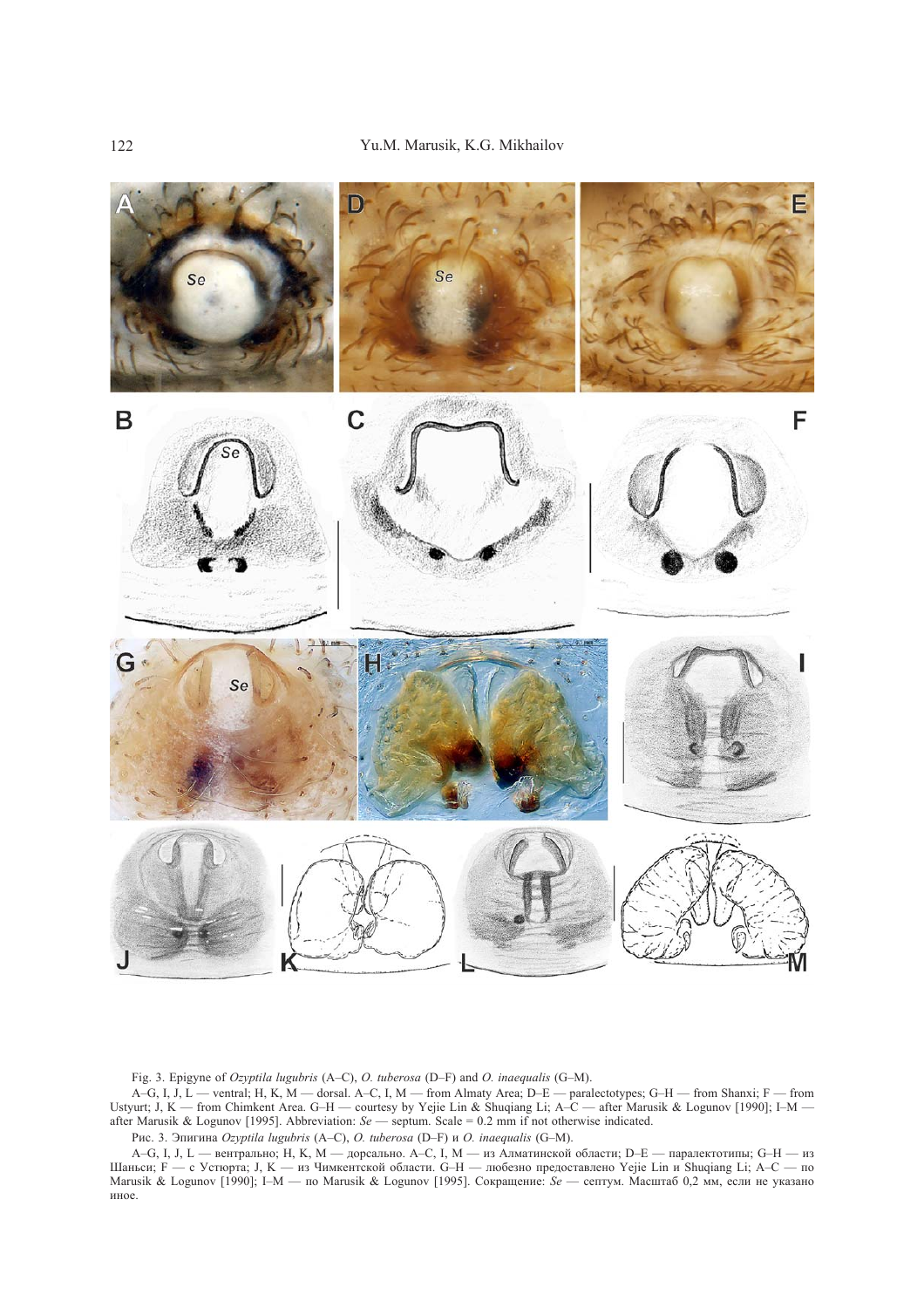Fig. 3. Epigyne of *Ozyptila lugubris* (A–C), *O. tuberosa* (D–F) and *O. inaequalis* (G–M).

A–G, I, J, L — ventral; H, K, M — dorsal. A–C, I, M — from Almaty Area; D–E — paralectotypes; G–H — from Shanxi; F — from Ustyurt; J, K — from Chimkent Area. G–H — courtesy by Yejie Lin & Shuqiang Li; A–C — after Marusik & Logunov [1990]; I–M — after Marusik & Logunov [1995]. Abbreviation: *Se* — septum. Scale = 0.2 mm if not otherwise indicated.

Рис. 3. Эпигина *Ozyptila lugubris* (A–C), *O. tuberosa* (D–F) и *O. inaequalis* (G–M).

A–G, I, J, L — вентрально; H, K, M — дорсально. A–C, I, M — из Алматинской области; D–E — паралектотипы; G–H — из Шаньси; F — с Устюрта; J, K — из Чимкентской области. G–H — любезно предоставлено Yejie Lin и Shuqiang Li; A–C — по Marusik & Logunov [1990]; I–M — по Marusik & Logunov [1995]. Сокращение: *Se* — септум. Масштаб 0,2 мм, если не указано иное.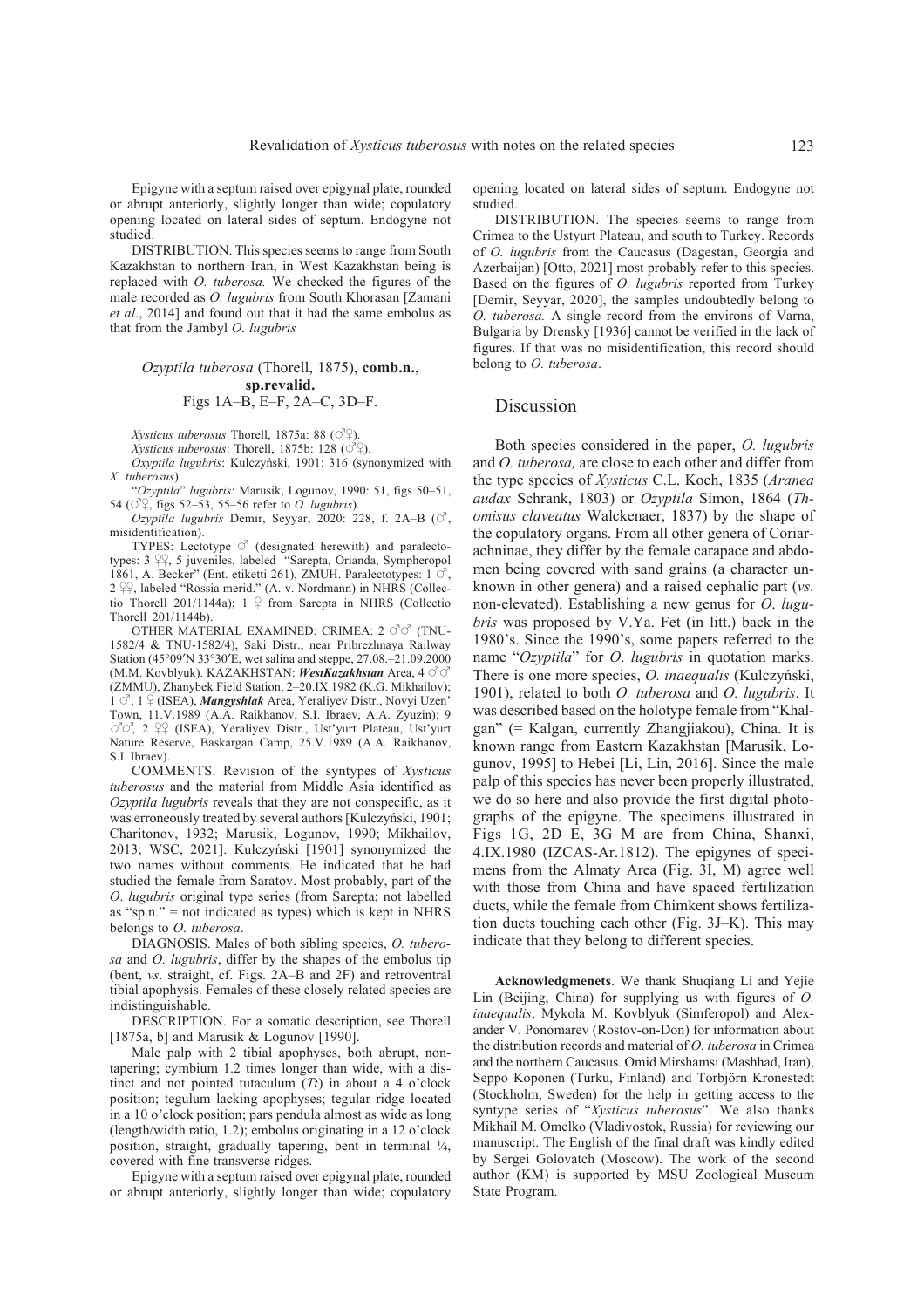Epigyne with a septum raised over epigynal plate, rounded or abrupt anteriorly, slightly longer than wide; copulatory opening located on lateral sides of septum. Endogyne not studied.

DISTRIBUTION. This species seems to range from South Kazakhstan to northern Iran, in West Kazakhstan being is replaced with *O. tuberosa.* We checked the figures of the male recorded as *O. lugubris* from South Khorasan [Zamani *et al*., 2014] and found out that it had the same embolus as that from the Jambyl *O. lugubris*

### *Ozyptila tuberosa* (Thorell, 1875), **comb.n.**, **sp.revalid.**
Figs 1A–B, E–F, 2A–C, 3D–F.

*Xysticus tuberosus* Thorell, 1875a: 88 (♂♀).

*Xysticus tuberosus*: Thorell, 1875b: 128 (♂♀).

*Oxyptila lugubris*: Kulczyński, 1901: 316 (synonymized with *X. tuberosus*).

"*Ozyptila*" *lugubris*: Marusik, Logunov, 1990: 51, figs 50–51, 54 (♂♀, figs 52–53, 55–56 refer to *O. lugubris*).

*Ozyptila lugubris* Demir, Seyyar, 2020: 228, f. 2A–B (♂, misidentification).

TYPES: Lectotype ♂ (designated herewith) and paralectotypes: 3 ♀♀, 5 juveniles, labeled "Sarepta, Orianda, Sympheropol 1861, A. Becker" (Ent. etiketti 261), ZMUH. Paralectotypes: 1 ♂, 2 ♀♀, labeled "Rossia merid." (A. v. Nordmann) in NHRS (Collectio Thorell 201/1144a); 1 ♀ from Sarepta in NHRS (Collectio Thorell 201/1144b).

OTHER MATERIAL EXAMINED: CRIMEA: 2 ♂♂ (TNU-1582/4 & TNU-1582/4), Saki Distr., near Pribrezhnaya Railway Station (45°09′N 33°30′E, wet salina and steppe, 27.08.–21.09.2000 (M.M. Kovblyuk). KAZAKHSTAN: ***WestKazakhstan*** Area, 4 ♂♂ (ZMMU), Zhanybek Field Station, 2–20.IX.1982 (K.G. Mikhailov); 1 ♂, 1 ♀ (ISEA), ***Mangyshlak*** Area, Yeraliyev Distr., Novyi Uzen' Town, 11.V.1989 (A.A. Raikhanov, S.I. Ibraev, A.A. Zyuzin); 9 ♂♂, 2 ♀♀ (ISEA), Yeraliyev Distr., Ust'yurt Plateau, Ust'yurt Nature Reserve, Baskargan Camp, 25.V.1989 (A.A. Raikhanov, S.I. Ibraev).

COMMENTS. Revision of the syntypes of *Xysticus tuberosus* and the material from Middle Asia identified as *Ozyptila lugubris* reveals that they are not conspecific, as it was erroneously treated by several authors [Kulczyński, 1901; Charitonov, 1932; Marusik, Logunov, 1990; Mikhailov, 2013; WSC, 2021]. Kulczyński [1901] synonymized the two names without comments. He indicated that he had studied the female from Saratov. Most probably, part of the *O. lugubris* original type series (from Sarepta; not labelled as "sp.n." = not indicated as types) which is kept in NHRS belongs to *O. tuberosa*.

DIAGNOSIS. Males of both sibling species, *O. tuberosa* and *O. lugubris*, differ by the shapes of the embolus tip (bent, *vs*. straight, cf. Figs. 2A–B and 2F) and retroventral tibial apophysis. Females of these closely related species are indistinguishable.

DESCRIPTION. For a somatic description, see Thorell [1875a, b] and Marusik & Logunov [1990].

Male palp with 2 tibial apophyses, both abrupt, non-tapering; cymbium 1.2 times longer than wide, with a distinct and not pointed tutaculum (*Tt*) in about a 4 o'clock position; tegulum lacking apophyses; tegular ridge located in a 10 o'clock position; pars pendula almost as wide as long (length/width ratio, 1.2); embolus originating in a 12 o'clock position, straight, gradually tapering, bent in terminal ¼, covered with fine transverse ridges.

Epigyne with a septum raised over epigynal plate, rounded or abrupt anteriorly, slightly longer than wide; copulatory opening located on lateral sides of septum. Endogyne not studied.

DISTRIBUTION. The species seems to range from Crimea to the Ustyurt Plateau, and south to Turkey. Records of *O. lugubris* from the Caucasus (Dagestan, Georgia and Azerbaijan) [Otto, 2021] most probably refer to this species. Based on the figures of *O. lugubris* reported from Turkey [Demir, Seyyar, 2020], the samples undoubtedly belong to *O. tuberosa.* A single record from the environs of Varna, Bulgaria by Drensky [1936] cannot be verified in the lack of figures. If that was no misidentification, this record should belong to *O. tuberosa*.

## Discussion

Both species considered in the paper, *O. lugubris* and *O. tuberosa,* are close to each other and differ from the type species of *Xysticus* C.L. Koch, 1835 (*Aranea audax* Schrank, 1803) or *Ozyptila* Simon, 1864 (*Thomisus claveatus* Walckenaer, 1837) by the shape of the copulatory organs. From all other genera of Coriarachninae, they differ by the female carapace and abdomen being covered with sand grains (a character unknown in other genera) and a raised cephalic part (*vs.* non-elevated). Establishing a new genus for *O. lugubris* was proposed by V.Ya. Fet (in litt.) back in the 1980's. Since the 1990's, some papers referred to the name "*Ozyptila*" for *O. lugubris* in quotation marks. There is one more species, *O. inaequalis* (Kulczyński, 1901), related to both *O. tuberosa* and *O. lugubris*. It was described based on the holotype female from "Khalgan" (= Kalgan, currently Zhangjiakou), China. It is known range from Eastern Kazakhstan [Marusik, Logunov, 1995] to Hebei [Li, Lin, 2016]. Since the male palp of this species has never been properly illustrated, we do so here and also provide the first digital photographs of the epigyne. The specimens illustrated in Figs 1G, 2D–E, 3G–M are from China, Shanxi, 4.IX.1980 (IZCAS-Ar.1812). The epigynes of specimens from the Almaty Area (Fig. 3I, M) agree well with those from China and have spaced fertilization ducts, while the female from Chimkent shows fertilization ducts touching each other (Fig. 3J–K). This may indicate that they belong to different species.

**Acknowledgmenets**. We thank Shuqiang Li and Yejie Lin (Beijing, China) for supplying us with figures of *O. inaequalis*, Mykola M. Kovblyuk (Simferopol) and Alexander V. Ponomarev (Rostov-on-Don) for information about the distribution records and material of *O. tuberosa* in Crimea and the northern Caucasus. Omid Mirshamsi (Mashhad, Iran), Seppo Koponen (Turku, Finland) and Torbjörn Kronestedt (Stockholm, Sweden) for the help in getting access to the syntype series of "*Xysticus tuberosus*". We also thanks Mikhail M. Omelko (Vladivostok, Russia) for reviewing our manuscript. The English of the final draft was kindly edited by Sergei Golovatch (Moscow). The work of the second author (KM) is supported by MSU Zoological Museum State Program.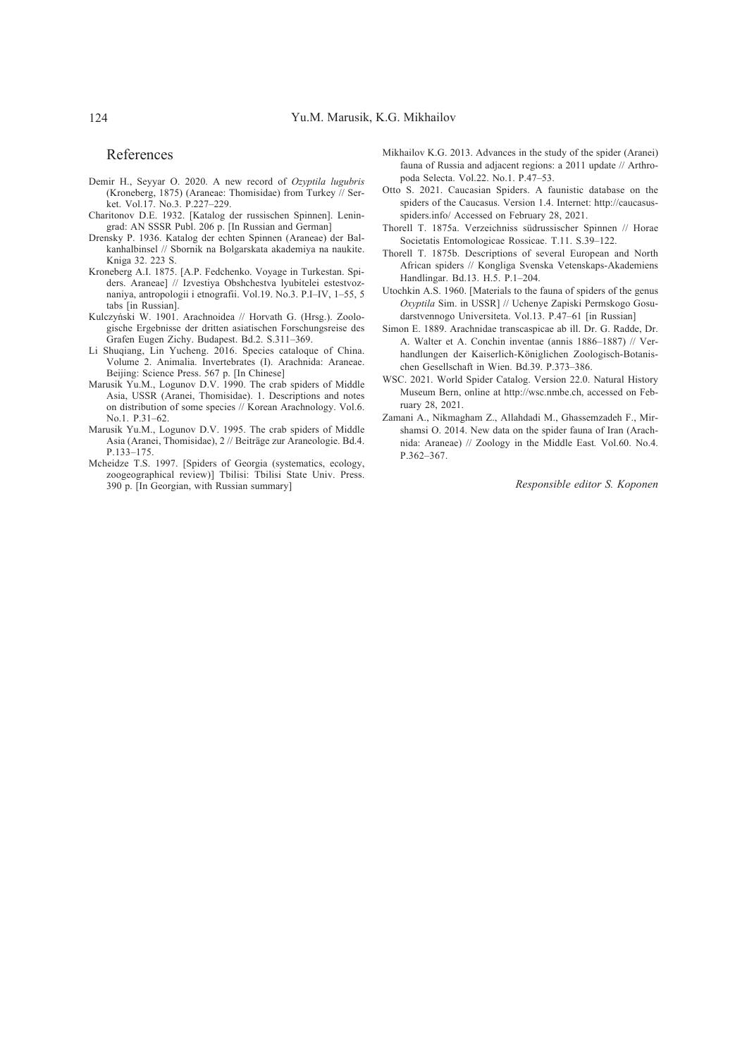## References

Demir H., Seyyar O. 2020. A new record of *Ozyptila lugubris* (Kroneberg, 1875) (Araneae: Thomisidae) from Turkey // Serket. Vol.17. No.3. P.227–229.

Charitonov D.E. 1932. [Katalog der russischen Spinnen]. Leningrad: AN SSSR Publ. 206 p. [In Russian and German]

Drensky P. 1936. Katalog der echten Spinnen (Araneae) der Balkanhalbinsel // Sbornik na Bolgarskata akademiya na naukite. Kniga 32. 223 S.

Kroneberg A.I. 1875. [A.P. Fedchenko. Voyage in Turkestan. Spiders. Araneae] // Izvestiya Obshchestva lyubitelei estestvoznaniya, antropologii i etnografii. Vol.19. No.3. P.I–IV, 1–55, 5 tabs [in Russian].

Kulczyński W. 1901. Arachnoidea // Horvath G. (Hrsg.). Zoologische Ergebnisse der dritten asiatischen Forschungsreise des Grafen Eugen Zichy. Budapest. Bd.2. S.311–369.

Li Shuqiang, Lin Yucheng. 2016. Species cataloque of China. Volume 2. Animalia. Invertebrates (I). Arachnida: Araneae. Beijing: Science Press. 567 p. [In Chinese]

Marusik Yu.M., Logunov D.V. 1990. The crab spiders of Middle Asia, USSR (Aranei, Thomisidae). 1. Descriptions and notes on distribution of some species // Korean Arachnology. Vol.6. No.1. P.31–62.

Marusik Yu.M., Logunov D.V. 1995. The crab spiders of Middle Asia (Aranei, Thomisidae), 2 // Beiträge zur Araneologie. Bd.4. P.133–175.

Mcheidze T.S. 1997. [Spiders of Georgia (systematics, ecology, zoogeographical review)] Tbilisi: Tbilisi State Univ. Press. 390 p. [In Georgian, with Russian summary]

Mikhailov K.G. 2013. Advances in the study of the spider (Aranei) fauna of Russia and adjacent regions: a 2011 update // Arthropoda Selecta. Vol.22. No.1. P.47–53.

Otto S. 2021. Caucasian Spiders. A faunistic database on the spiders of the Caucasus. Version 1.4. Internet: http://caucasus-spiders.info/ Accessed on February 28, 2021.

Thorell T. 1875a. Verzeichniss südrussischer Spinnen // Horae Societatis Entomologicae Rossicae. T.11. S.39–122.

Thorell T. 1875b. Descriptions of several European and North African spiders // Kongliga Svenska Vetenskaps-Akademiens Handlingar. Bd.13. H.5. P.1–204.

Utochkin A.S. 1960. [Materials to the fauna of spiders of the genus *Oxyptila* Sim. in USSR] // Uchenye Zapiski Permskogo Gosudarstvennogo Universiteta. Vol.13. P.47–61 [in Russian]

Simon E. 1889. Arachnidae transcaspicae ab ill. Dr. G. Radde, Dr. A. Walter et A. Conchin inventae (annis 1886–1887) // Verhandlungen der Kaiserlich-Königlichen Zoologisch-Botanischen Gesellschaft in Wien. Bd.39. P.373–386.

WSC. 2021. World Spider Catalog. Version 22.0. Natural History Museum Bern, online at http://wsc.nmbe.ch, accessed on February 28, 2021.

Zamani A., Nikmagham Z., Allahdadi M., Ghassemzadeh F., Mirshamsi O. 2014. New data on the spider fauna of Iran (Arachnida: Araneae) // Zoology in the Middle East*.* Vol.60. No.4. P.362–367.

*Responsible editor S. Koponen*